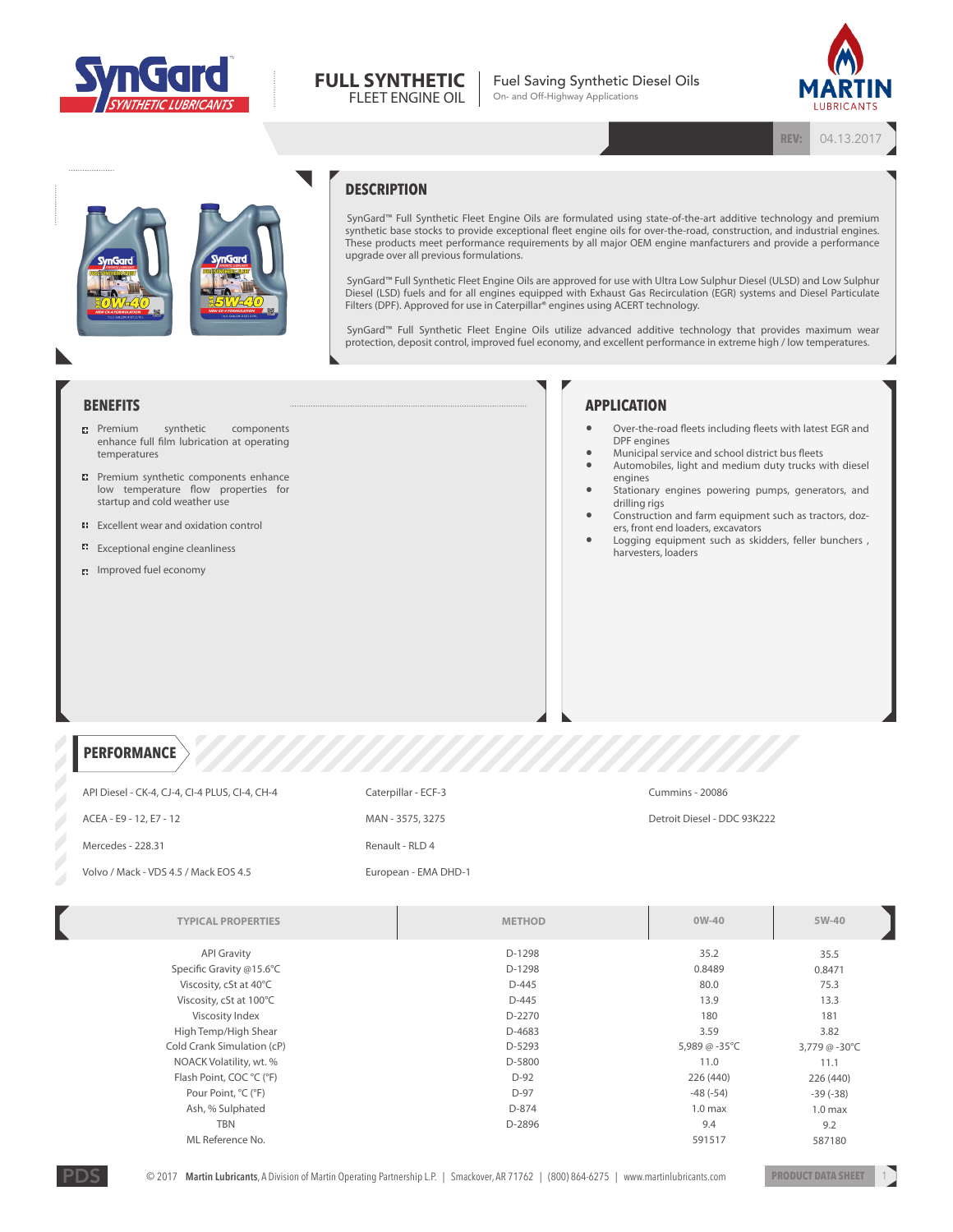# SynGard SYNTHETIC LUBRICANTS

**FULL SYNTHETIC**
FLEET ENGINE OIL

Fuel Saving Synthetic Diesel Oils
On- and Off-Highway Applications

MARTIN LUBRICANTS

REV: 04.13.2017

## DESCRIPTION

SynGard™ Full Synthetic Fleet Engine Oils are formulated using state-of-the-art additive technology and premium synthetic base stocks to provide exceptional fleet engine oils for over-the-road, construction, and industrial engines. These products meet performance requirements by all major OEM engine manfacturers and provide a performance upgrade over all previous formulations.

SynGard™ Full Synthetic Fleet Engine Oils are approved for use with Ultra Low Sulphur Diesel (ULSD) and Low Sulphur Diesel (LSD) fuels and for all engines equipped with Exhaust Gas Recirculation (EGR) systems and Diesel Particulate Filters (DPF). Approved for use in Caterpillar® engines using ACERT technology.

SynGard™ Full Synthetic Fleet Engine Oils utilize advanced additive technology that provides maximum wear protection, deposit control, improved fuel economy, and excellent performance in extreme high / low temperatures.

## BENEFITS

- Premium synthetic components enhance full film lubrication at operating temperatures
- Premium synthetic components enhance low temperature flow properties for startup and cold weather use
- Excellent wear and oxidation control
- Exceptional engine cleanliness
- Improved fuel economy

## APPLICATION

- Over-the-road fleets including fleets with latest EGR and DPF engines
- Municipal service and school district bus fleets
- Automobiles, light and medium duty trucks with diesel engines
- Stationary engines powering pumps, generators, and drilling rigs
- Construction and farm equipment such as tractors, dozers, front end loaders, excavators
- Logging equipment such as skidders, feller bunchers , harvesters, loaders

## PERFORMANCE

API Diesel - CK-4, CJ-4, CI-4 PLUS, CI-4, CH-4
ACEA - E9 - 12, E7 - 12
Mercedes - 228.31
Volvo / Mack - VDS 4.5 / Mack EOS 4.5
Caterpillar - ECF-3
MAN - 3575, 3275
Renault - RLD 4
European - EMA DHD-1
Cummins - 20086
Detroit Diesel - DDC 93K222

| TYPICAL PROPERTIES | METHOD | 0W-40 | 5W-40 |
|---|---|---|---|
| API Gravity | D-1298 | 35.2 | 35.5 |
| Specific Gravity @15.6°C | D-1298 | 0.8489 | 0.8471 |
| Viscosity, cSt at 40°C | D-445 | 80.0 | 75.3 |
| Viscosity, cSt at 100°C | D-445 | 13.9 | 13.3 |
| Viscosity Index | D-2270 | 180 | 181 |
| High Temp/High Shear | D-4683 | 3.59 | 3.82 |
| Cold Crank Simulation (cP) | D-5293 | 5,989 @ -35°C | 3,779 @ -30°C |
| NOACK Volatility, wt. % | D-5800 | 11.0 | 11.1 |
| Flash Point, COC °C (°F) | D-92 | 226 (440) | 226 (440) |
| Pour Point, °C (°F) | D-97 | -48 (-54) | -39 (-38) |
| Ash, % Sulphated | D-874 | 1.0 max | 1.0 max |
| TBN | D-2896 | 9.4 | 9.2 |
| ML Reference No. | | 591517 | 587180 |

© 2017 **Martin Lubricants**, A Division of Martin Operating Partnership L.P. | Smackover, AR 71762 | (800) 864-6275 | www.martinlubricants.com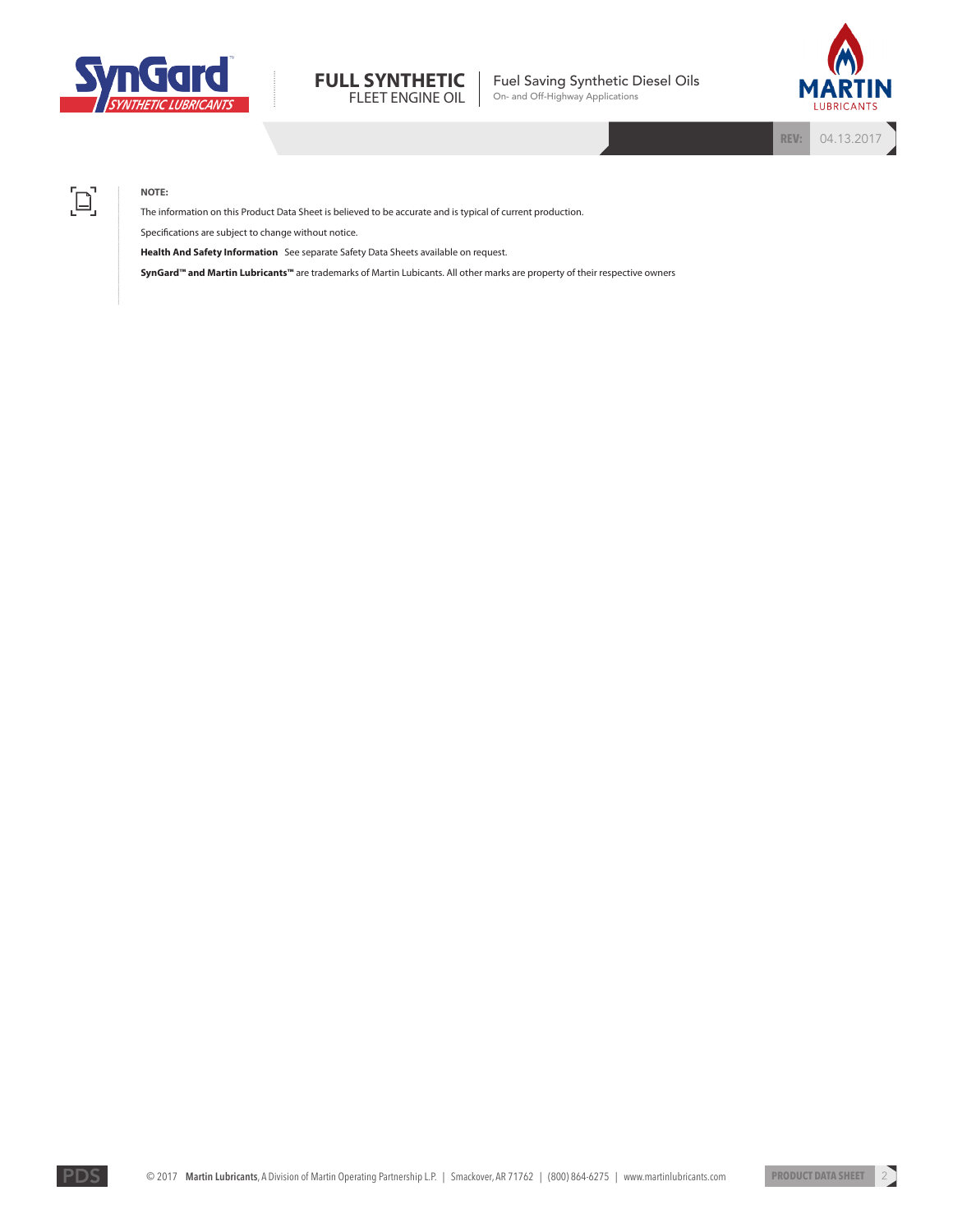**NOTE:**

The information on this Product Data Sheet is believed to be accurate and is typical of current production.

Specifications are subject to change without notice.

**Health And Safety Information** See separate Safety Data Sheets available on request.

**SynGard™ and Martin Lubricants™** are trademarks of Martin Lubicants. All other marks are property of their respective owners